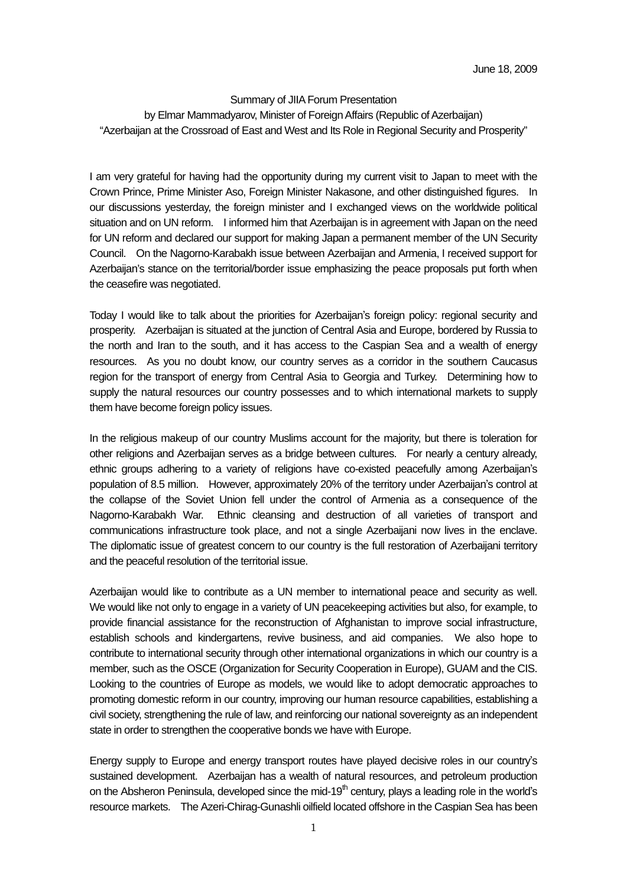June 18, 2009

Summary of JIIA Forum Presentation
by Elmar Mammadyarov, Minister of Foreign Affairs (Republic of Azerbaijan)
"Azerbaijan at the Crossroad of East and West and Its Role in Regional Security and Prosperity"

I am very grateful for having had the opportunity during my current visit to Japan to meet with the Crown Prince, Prime Minister Aso, Foreign Minister Nakasone, and other distinguished figures. In our discussions yesterday, the foreign minister and I exchanged views on the worldwide political situation and on UN reform. I informed him that Azerbaijan is in agreement with Japan on the need for UN reform and declared our support for making Japan a permanent member of the UN Security Council. On the Nagorno-Karabakh issue between Azerbaijan and Armenia, I received support for Azerbaijan's stance on the territorial/border issue emphasizing the peace proposals put forth when the ceasefire was negotiated.

Today I would like to talk about the priorities for Azerbaijan's foreign policy: regional security and prosperity. Azerbaijan is situated at the junction of Central Asia and Europe, bordered by Russia to the north and Iran to the south, and it has access to the Caspian Sea and a wealth of energy resources. As you no doubt know, our country serves as a corridor in the southern Caucasus region for the transport of energy from Central Asia to Georgia and Turkey. Determining how to supply the natural resources our country possesses and to which international markets to supply them have become foreign policy issues.

In the religious makeup of our country Muslims account for the majority, but there is toleration for other religions and Azerbaijan serves as a bridge between cultures. For nearly a century already, ethnic groups adhering to a variety of religions have co-existed peacefully among Azerbaijan's population of 8.5 million. However, approximately 20% of the territory under Azerbaijan's control at the collapse of the Soviet Union fell under the control of Armenia as a consequence of the Nagorno-Karabakh War. Ethnic cleansing and destruction of all varieties of transport and communications infrastructure took place, and not a single Azerbaijani now lives in the enclave. The diplomatic issue of greatest concern to our country is the full restoration of Azerbaijani territory and the peaceful resolution of the territorial issue.

Azerbaijan would like to contribute as a UN member to international peace and security as well. We would like not only to engage in a variety of UN peacekeeping activities but also, for example, to provide financial assistance for the reconstruction of Afghanistan to improve social infrastructure, establish schools and kindergartens, revive business, and aid companies. We also hope to contribute to international security through other international organizations in which our country is a member, such as the OSCE (Organization for Security Cooperation in Europe), GUAM and the CIS. Looking to the countries of Europe as models, we would like to adopt democratic approaches to promoting domestic reform in our country, improving our human resource capabilities, establishing a civil society, strengthening the rule of law, and reinforcing our national sovereignty as an independent state in order to strengthen the cooperative bonds we have with Europe.

Energy supply to Europe and energy transport routes have played decisive roles in our country's sustained development. Azerbaijan has a wealth of natural resources, and petroleum production on the Absheron Peninsula, developed since the mid-19th century, plays a leading role in the world's resource markets. The Azeri-Chirag-Gunashli oilfield located offshore in the Caspian Sea has been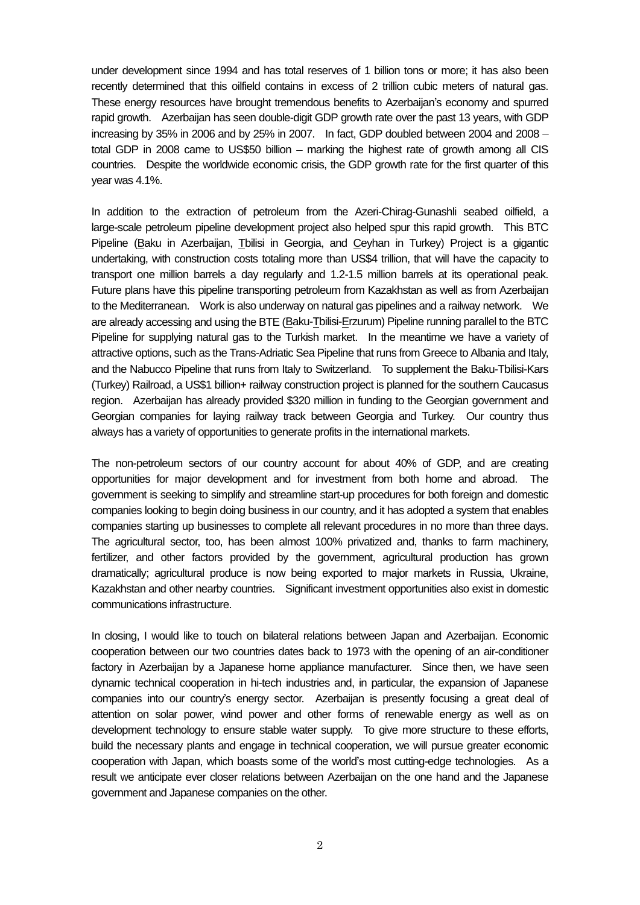under development since 1994 and has total reserves of 1 billion tons or more; it has also been recently determined that this oilfield contains in excess of 2 trillion cubic meters of natural gas. These energy resources have brought tremendous benefits to Azerbaijan's economy and spurred rapid growth. Azerbaijan has seen double-digit GDP growth rate over the past 13 years, with GDP increasing by 35% in 2006 and by 25% in 2007. In fact, GDP doubled between 2004 and 2008 – total GDP in 2008 came to US$50 billion – marking the highest rate of growth among all CIS countries. Despite the worldwide economic crisis, the GDP growth rate for the first quarter of this year was 4.1%.

In addition to the extraction of petroleum from the Azeri-Chirag-Gunashli seabed oilfield, a large-scale petroleum pipeline development project also helped spur this rapid growth. This BTC Pipeline (Baku in Azerbaijan, Tbilisi in Georgia, and Ceyhan in Turkey) Project is a gigantic undertaking, with construction costs totaling more than US$4 trillion, that will have the capacity to transport one million barrels a day regularly and 1.2-1.5 million barrels at its operational peak. Future plans have this pipeline transporting petroleum from Kazakhstan as well as from Azerbaijan to the Mediterranean. Work is also underway on natural gas pipelines and a railway network. We are already accessing and using the BTE (Baku-Tbilisi-Erzurum) Pipeline running parallel to the BTC Pipeline for supplying natural gas to the Turkish market. In the meantime we have a variety of attractive options, such as the Trans-Adriatic Sea Pipeline that runs from Greece to Albania and Italy, and the Nabucco Pipeline that runs from Italy to Switzerland. To supplement the Baku-Tbilisi-Kars (Turkey) Railroad, a US$1 billion+ railway construction project is planned for the southern Caucasus region. Azerbaijan has already provided $320 million in funding to the Georgian government and Georgian companies for laying railway track between Georgia and Turkey. Our country thus always has a variety of opportunities to generate profits in the international markets.

The non-petroleum sectors of our country account for about 40% of GDP, and are creating opportunities for major development and for investment from both home and abroad. The government is seeking to simplify and streamline start-up procedures for both foreign and domestic companies looking to begin doing business in our country, and it has adopted a system that enables companies starting up businesses to complete all relevant procedures in no more than three days. The agricultural sector, too, has been almost 100% privatized and, thanks to farm machinery, fertilizer, and other factors provided by the government, agricultural production has grown dramatically; agricultural produce is now being exported to major markets in Russia, Ukraine, Kazakhstan and other nearby countries. Significant investment opportunities also exist in domestic communications infrastructure.

In closing, I would like to touch on bilateral relations between Japan and Azerbaijan. Economic cooperation between our two countries dates back to 1973 with the opening of an air-conditioner factory in Azerbaijan by a Japanese home appliance manufacturer. Since then, we have seen dynamic technical cooperation in hi-tech industries and, in particular, the expansion of Japanese companies into our country's energy sector. Azerbaijan is presently focusing a great deal of attention on solar power, wind power and other forms of renewable energy as well as on development technology to ensure stable water supply. To give more structure to these efforts, build the necessary plants and engage in technical cooperation, we will pursue greater economic cooperation with Japan, which boasts some of the world's most cutting-edge technologies. As a result we anticipate ever closer relations between Azerbaijan on the one hand and the Japanese government and Japanese companies on the other.